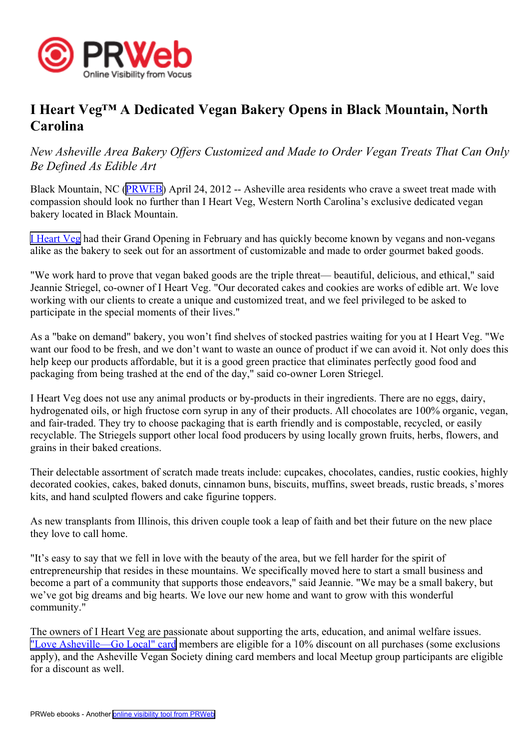# I Heart Veg™ A Dedicated Vegan Bakery Opens in Black Mountain, North Carolina

*New Asheville Area Bakery Offers Customized and Made to Order Vegan Treats That Can Only Be Defined As Edible Art*

Black Mountain, NC (PRWEB) April 24, 2012 -- Asheville area residents who crave a sweet treat made with compassion should look no further than I Heart Veg, Western North Carolina's exclusive dedicated vegan bakery located in Black Mountain.

I Heart Veg had their Grand Opening in February and has quickly become known by vegans and non-vegans alike as the bakery to seek out for an assortment of customizable and made to order gourmet baked goods.

"We work hard to prove that vegan baked goods are the triple threat— beautiful, delicious, and ethical," said Jeannie Striegel, co-owner of I Heart Veg. "Our decorated cakes and cookies are works of edible art. We love working with our clients to create a unique and customized treat, and we feel privileged to be asked to participate in the special moments of their lives."

As a "bake on demand" bakery, you won't find shelves of stocked pastries waiting for you at I Heart Veg. "We want our food to be fresh, and we don't want to waste an ounce of product if we can avoid it. Not only does this help keep our products affordable, but it is a good green practice that eliminates perfectly good food and packaging from being trashed at the end of the day," said co-owner Loren Striegel.

I Heart Veg does not use any animal products or by-products in their ingredients. There are no eggs, dairy, hydrogenated oils, or high fructose corn syrup in any of their products. All chocolates are 100% organic, vegan, and fair-traded. They try to choose packaging that is earth friendly and is compostable, recycled, or easily recyclable. The Striegels support other local food producers by using locally grown fruits, herbs, flowers, and grains in their baked creations.

Their delectable assortment of scratch made treats include: cupcakes, chocolates, candies, rustic cookies, highly decorated cookies, cakes, baked donuts, cinnamon buns, biscuits, muffins, sweet breads, rustic breads, s'mores kits, and hand sculpted flowers and cake figurine toppers.

As new transplants from Illinois, this driven couple took a leap of faith and bet their future on the new place they love to call home.

"It's easy to say that we fell in love with the beauty of the area, but we fell harder for the spirit of entrepreneurship that resides in these mountains. We specifically moved here to start a small business and become a part of a community that supports those endeavors," said Jeannie. "We may be a small bakery, but we've got big dreams and big hearts. We love our new home and want to grow with this wonderful community."

The owners of I Heart Veg are passionate about supporting the arts, education, and animal welfare issues. "Love Asheville—Go Local" card members are eligible for a 10% discount on all purchases (some exclusions apply), and the Asheville Vegan Society dining card members and local Meetup group participants are eligible for a discount as well.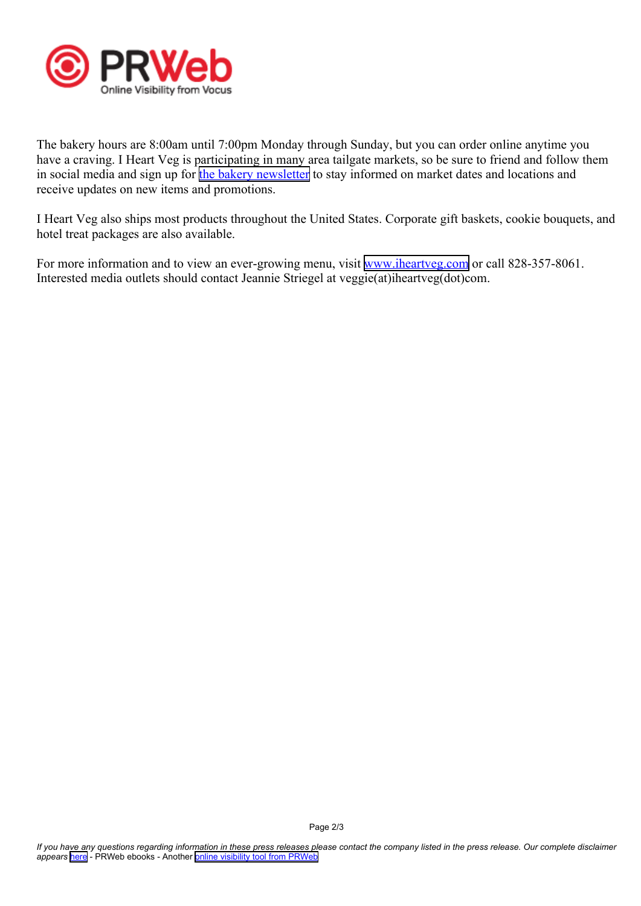The bakery hours are 8:00am until 7:00pm Monday through Sunday, but you can order online anytime you have a craving. I Heart Veg is participating in many area tailgate markets, so be sure to friend and follow them in social media and sign up for the bakery newsletter to stay informed on market dates and locations and receive updates on new items and promotions.

I Heart Veg also ships most products throughout the United States. Corporate gift baskets, cookie bouquets, and hotel treat packages are also available.

For more information and to view an ever-growing menu, visit www.iheartveg.com or call 828-357-8061. Interested media outlets should contact Jeannie Striegel at veggie(at)iheartveg(dot)com.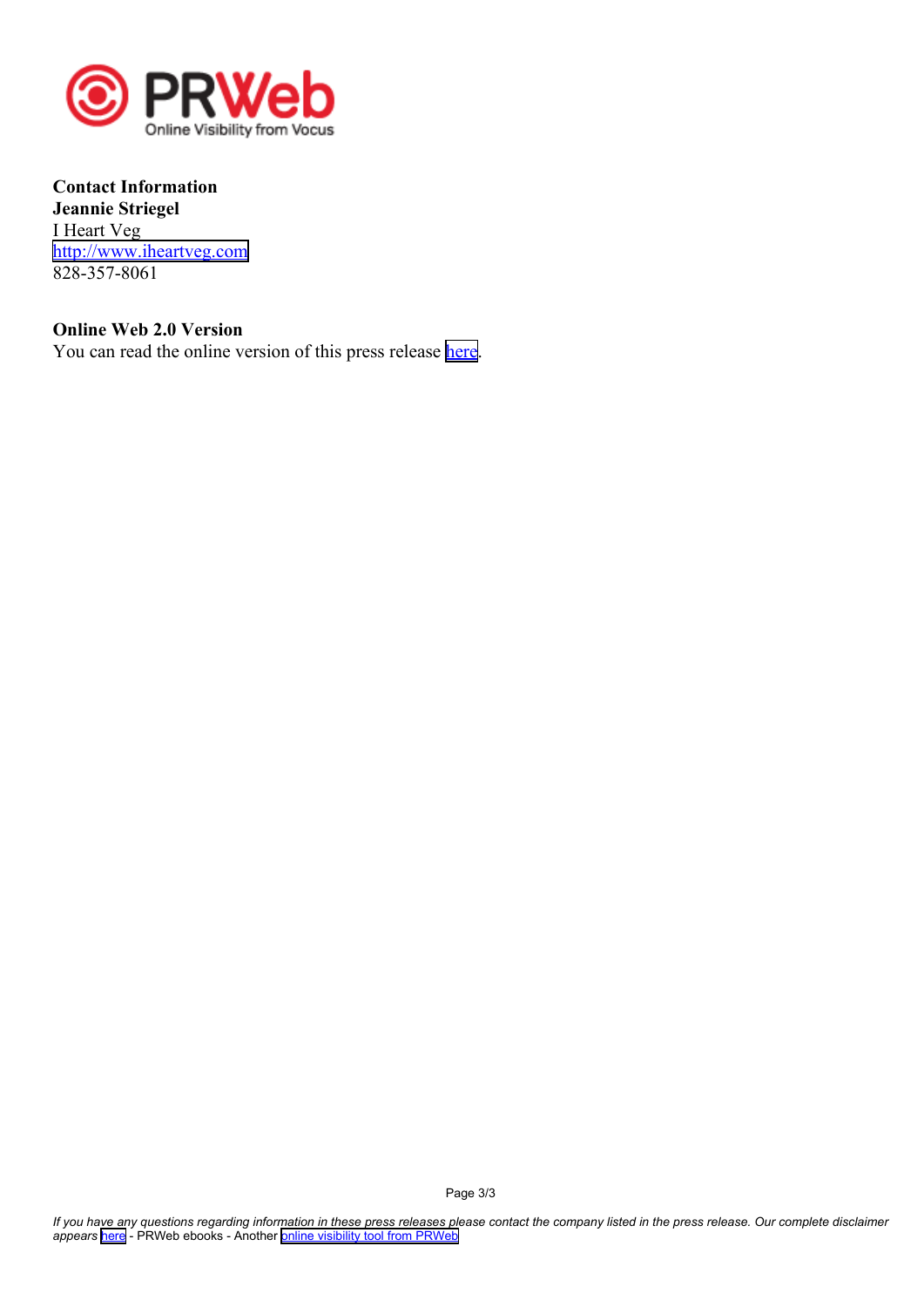**Contact Information**
**Jeannie Striegel**
I Heart Veg
http://www.iheartveg.com
828-357-8061

**Online Web 2.0 Version**
You can read the online version of this press release here.

*If you have any questions regarding information in these press releases please contact the company listed in the press release. Our complete disclaimer appears here - PRWeb ebooks - Another online visibility tool from PRWeb*